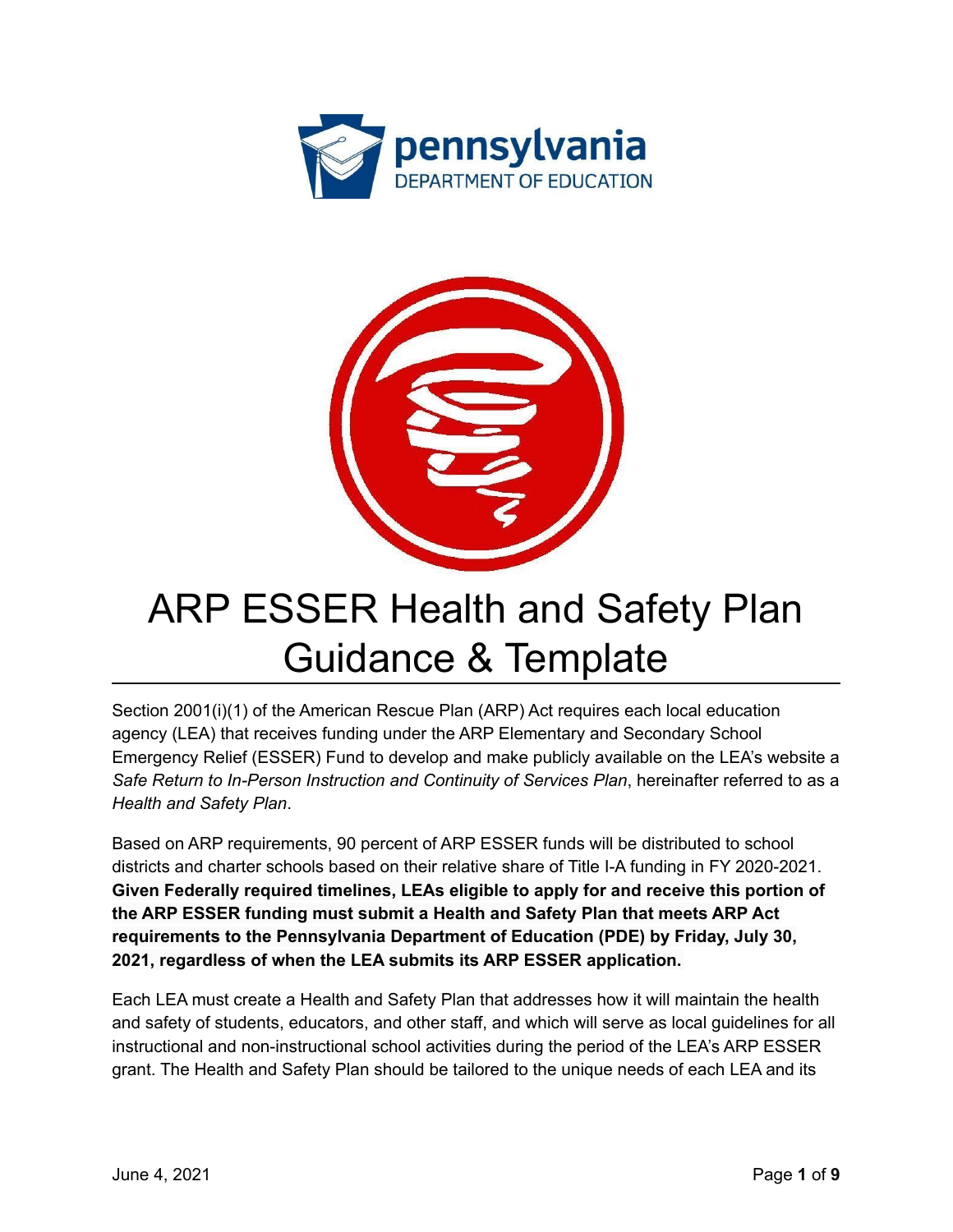# ARP ESSER Health and Safety Plan Guidance & Template

Section 2001(i)(1) of the American Rescue Plan (ARP) Act requires each local education agency (LEA) that receives funding under the ARP Elementary and Secondary School Emergency Relief (ESSER) Fund to develop and make publicly available on the LEA's website a *Safe Return to In-Person Instruction and Continuity of Services Plan*, hereinafter referred to as a *Health and Safety Plan*.

Based on ARP requirements, 90 percent of ARP ESSER funds will be distributed to school districts and charter schools based on their relative share of Title I-A funding in FY 2020-2021. **Given Federally required timelines, LEAs eligible to apply for and receive this portion of the ARP ESSER funding must submit a Health and Safety Plan that meets ARP Act requirements to the Pennsylvania Department of Education (PDE) by Friday, July 30, 2021, regardless of when the LEA submits its ARP ESSER application.**

Each LEA must create a Health and Safety Plan that addresses how it will maintain the health and safety of students, educators, and other staff, and which will serve as local guidelines for all instructional and non-instructional school activities during the period of the LEA's ARP ESSER grant. The Health and Safety Plan should be tailored to the unique needs of each LEA and its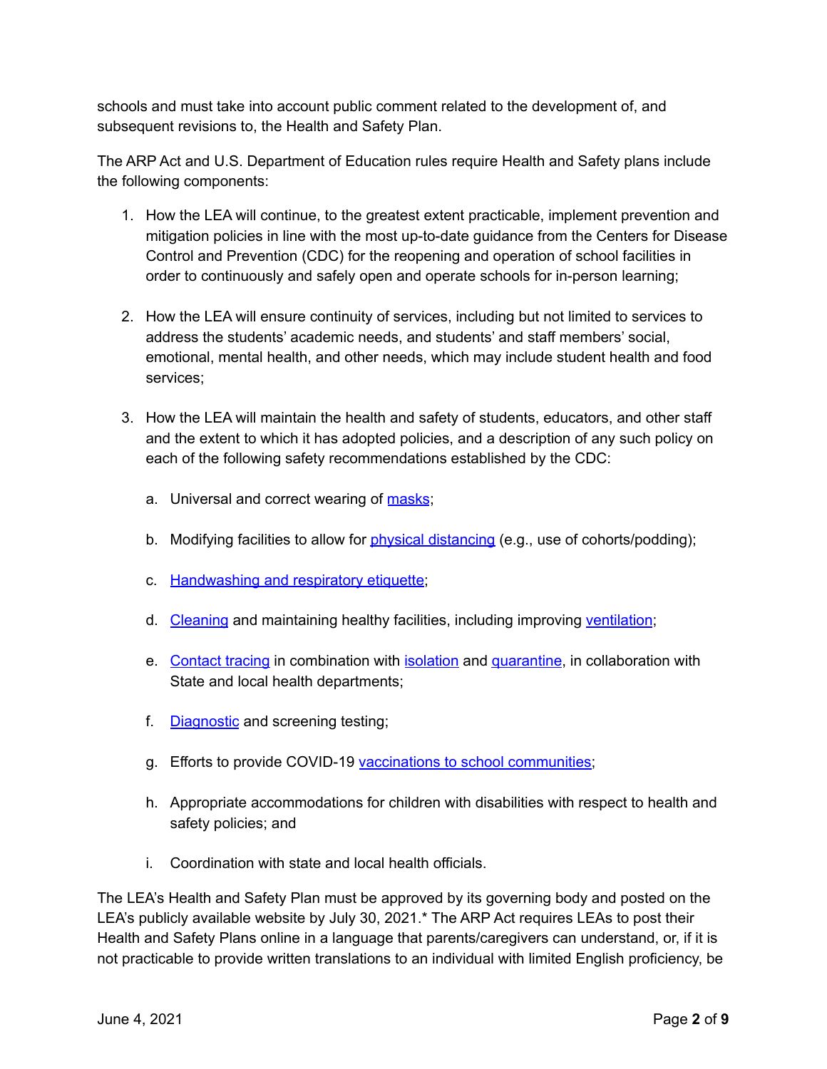schools and must take into account public comment related to the development of, and subsequent revisions to, the Health and Safety Plan.

The ARP Act and U.S. Department of Education rules require Health and Safety plans include the following components:

1. How the LEA will continue, to the greatest extent practicable, implement prevention and mitigation policies in line with the most up-to-date guidance from the Centers for Disease Control and Prevention (CDC) for the reopening and operation of school facilities in order to continuously and safely open and operate schools for in-person learning;

2. How the LEA will ensure continuity of services, including but not limited to services to address the students' academic needs, and students' and staff members' social, emotional, mental health, and other needs, which may include student health and food services;

3. How the LEA will maintain the health and safety of students, educators, and other staff and the extent to which it has adopted policies, and a description of any such policy on each of the following safety recommendations established by the CDC:

   a. Universal and correct wearing of masks;

   b. Modifying facilities to allow for physical distancing (e.g., use of cohorts/podding);

   c. Handwashing and respiratory etiquette;

   d. Cleaning and maintaining healthy facilities, including improving ventilation;

   e. Contact tracing in combination with isolation and quarantine, in collaboration with State and local health departments;

   f. Diagnostic and screening testing;

   g. Efforts to provide COVID-19 vaccinations to school communities;

   h. Appropriate accommodations for children with disabilities with respect to health and safety policies; and

   i. Coordination with state and local health officials.

The LEA's Health and Safety Plan must be approved by its governing body and posted on the LEA's publicly available website by July 30, 2021.* The ARP Act requires LEAs to post their Health and Safety Plans online in a language that parents/caregivers can understand, or, if it is not practicable to provide written translations to an individual with limited English proficiency, be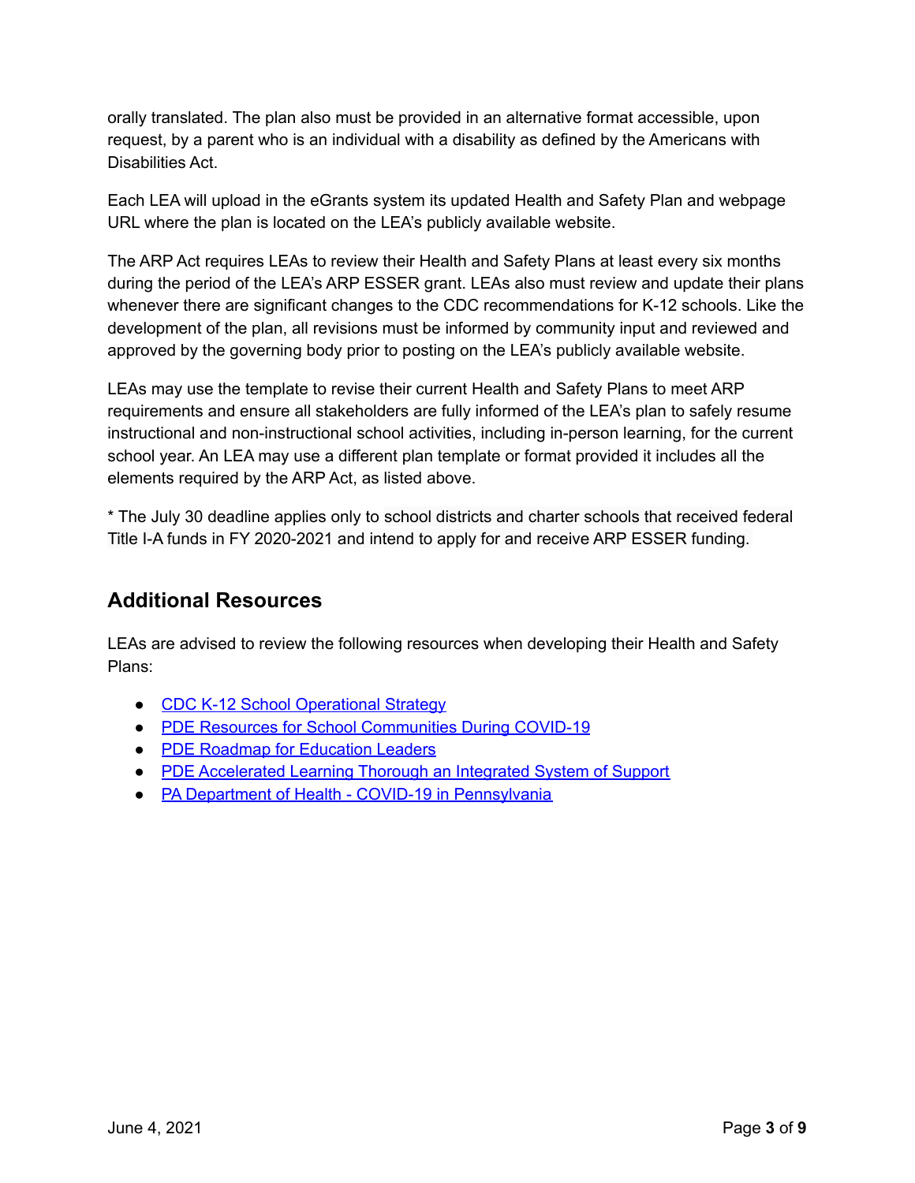orally translated. The plan also must be provided in an alternative format accessible, upon request, by a parent who is an individual with a disability as defined by the Americans with Disabilities Act.

Each LEA will upload in the eGrants system its updated Health and Safety Plan and webpage URL where the plan is located on the LEA's publicly available website.

The ARP Act requires LEAs to review their Health and Safety Plans at least every six months during the period of the LEA's ARP ESSER grant. LEAs also must review and update their plans whenever there are significant changes to the CDC recommendations for K-12 schools. Like the development of the plan, all revisions must be informed by community input and reviewed and approved by the governing body prior to posting on the LEA's publicly available website.

LEAs may use the template to revise their current Health and Safety Plans to meet ARP requirements and ensure all stakeholders are fully informed of the LEA's plan to safely resume instructional and non-instructional school activities, including in-person learning, for the current school year. An LEA may use a different plan template or format provided it includes all the elements required by the ARP Act, as listed above.

* The July 30 deadline applies only to school districts and charter schools that received federal Title I-A funds in FY 2020-2021 and intend to apply for and receive ARP ESSER funding.

## Additional Resources

LEAs are advised to review the following resources when developing their Health and Safety Plans:

- CDC K-12 School Operational Strategy
- PDE Resources for School Communities During COVID-19
- PDE Roadmap for Education Leaders
- PDE Accelerated Learning Thorough an Integrated System of Support
- PA Department of Health - COVID-19 in Pennsylvania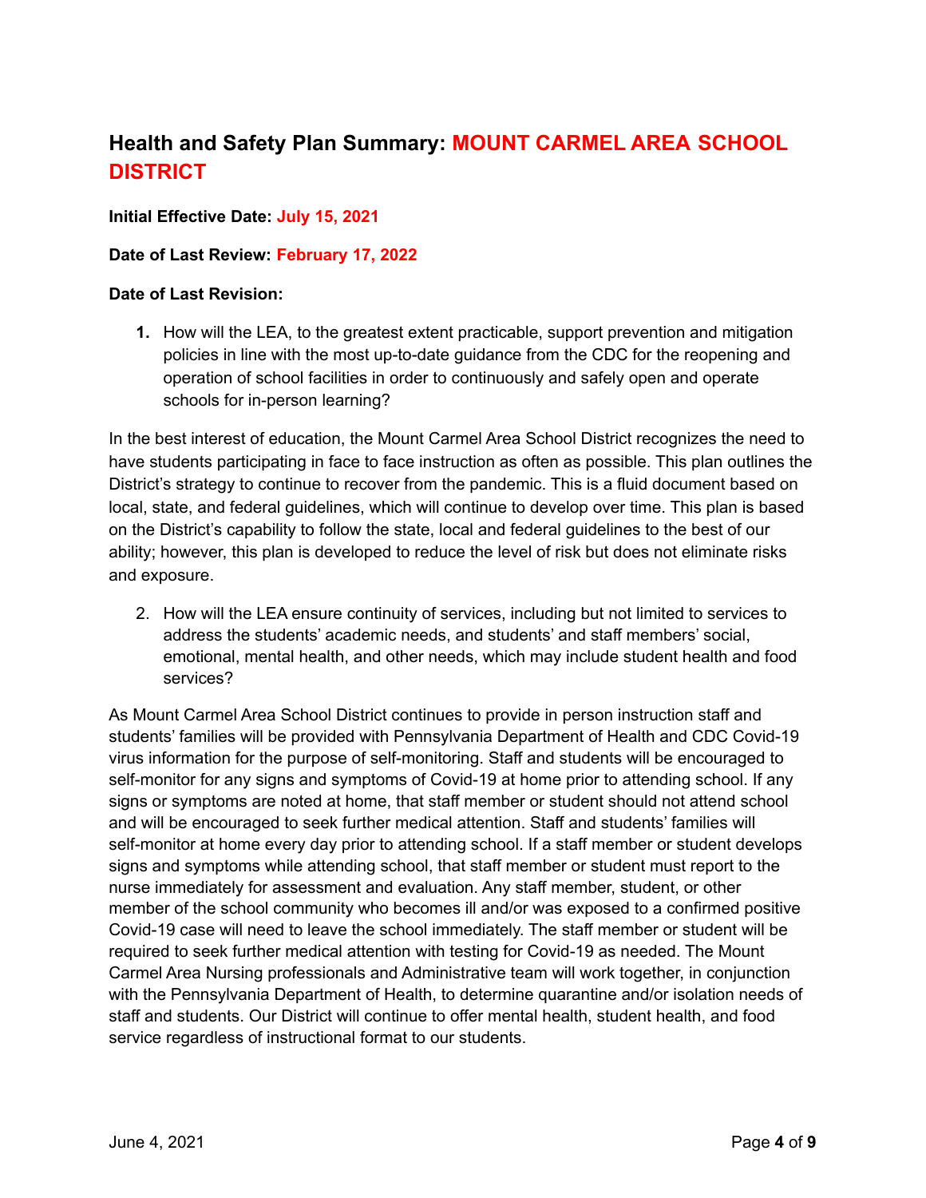## Health and Safety Plan Summary: MOUNT CARMEL AREA SCHOOL DISTRICT

**Initial Effective Date: July 15, 2021**

**Date of Last Review: February 17, 2022**

**Date of Last Revision:**

1. How will the LEA, to the greatest extent practicable, support prevention and mitigation policies in line with the most up-to-date guidance from the CDC for the reopening and operation of school facilities in order to continuously and safely open and operate schools for in-person learning?

In the best interest of education, the Mount Carmel Area School District recognizes the need to have students participating in face to face instruction as often as possible. This plan outlines the District's strategy to continue to recover from the pandemic. This is a fluid document based on local, state, and federal guidelines, which will continue to develop over time. This plan is based on the District's capability to follow the state, local and federal guidelines to the best of our ability; however, this plan is developed to reduce the level of risk but does not eliminate risks and exposure.

2. How will the LEA ensure continuity of services, including but not limited to services to address the students' academic needs, and students' and staff members' social, emotional, mental health, and other needs, which may include student health and food services?

As Mount Carmel Area School District continues to provide in person instruction staff and students' families will be provided with Pennsylvania Department of Health and CDC Covid-19 virus information for the purpose of self-monitoring. Staff and students will be encouraged to self-monitor for any signs and symptoms of Covid-19 at home prior to attending school. If any signs or symptoms are noted at home, that staff member or student should not attend school and will be encouraged to seek further medical attention. Staff and students' families will self-monitor at home every day prior to attending school. If a staff member or student develops signs and symptoms while attending school, that staff member or student must report to the nurse immediately for assessment and evaluation. Any staff member, student, or other member of the school community who becomes ill and/or was exposed to a confirmed positive Covid-19 case will need to leave the school immediately. The staff member or student will be required to seek further medical attention with testing for Covid-19 as needed. The Mount Carmel Area Nursing professionals and Administrative team will work together, in conjunction with the Pennsylvania Department of Health, to determine quarantine and/or isolation needs of staff and students. Our District will continue to offer mental health, student health, and food service regardless of instructional format to our students.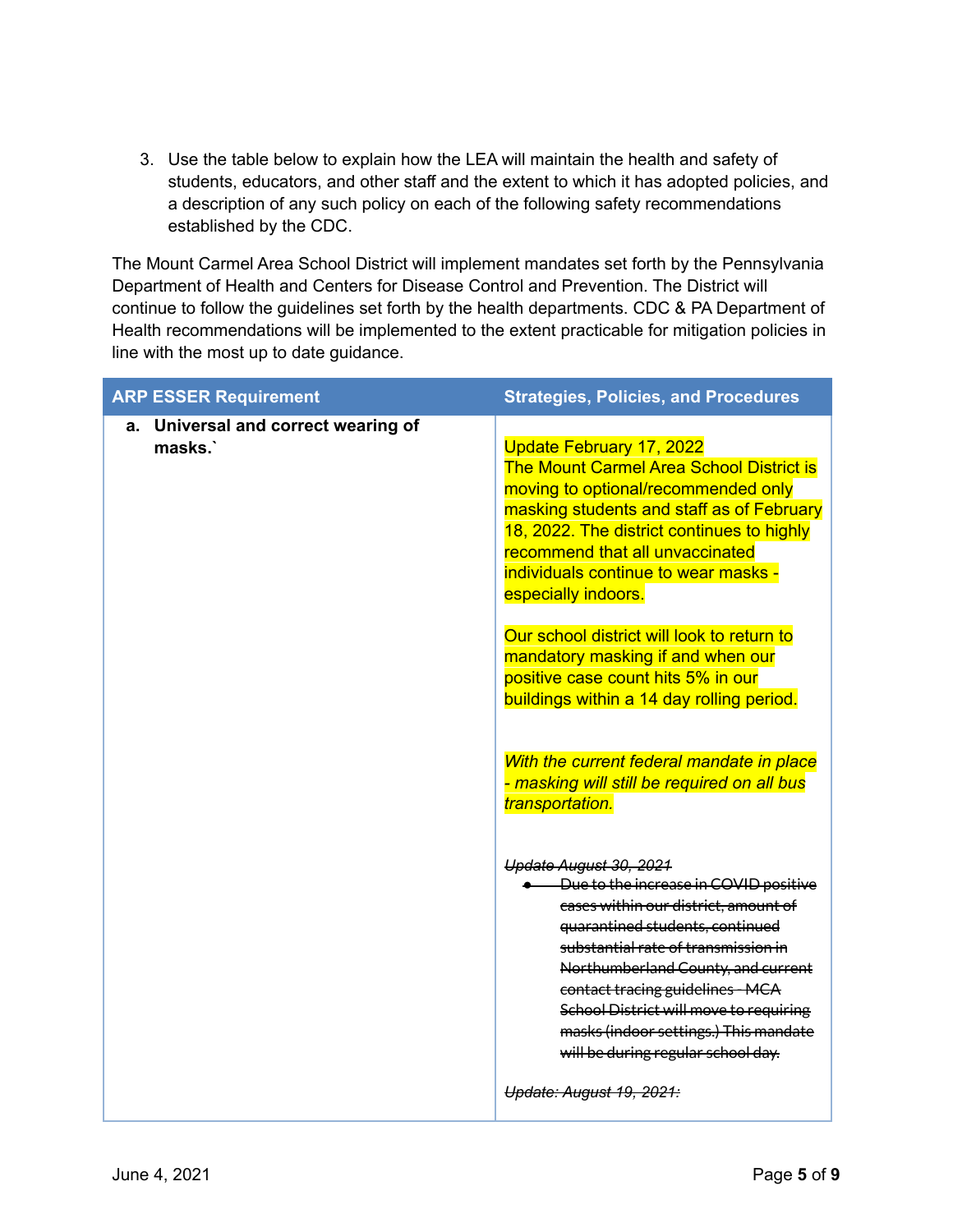3. Use the table below to explain how the LEA will maintain the health and safety of students, educators, and other staff and the extent to which it has adopted policies, and a description of any such policy on each of the following safety recommendations established by the CDC.

The Mount Carmel Area School District will implement mandates set forth by the Pennsylvania Department of Health and Centers for Disease Control and Prevention. The District will continue to follow the guidelines set forth by the health departments. CDC & PA Department of Health recommendations will be implemented to the extent practicable for mitigation policies in line with the most up to date guidance.

| ARP ESSER Requirement | Strategies, Policies, and Procedures |
|---|---|
| **a. Universal and correct wearing of masks.`** | Update February 17, 2022<br>The Mount Carmel Area School District is moving to optional/recommended only masking students and staff as of February 18, 2022. The district continues to highly recommend that all unvaccinated individuals continue to wear masks - especially indoors.<br><br>Our school district will look to return to mandatory masking if and when our positive case count hits 5% in our buildings within a 14 day rolling period.<br><br>*With the current federal mandate in place - masking will still be required on all bus transportation.*<br><br>~~*Update August 30, 2021*~~<br>• ~~Due to the increase in COVID positive cases within our district, amount of quarantined students, continued substantial rate of transmission in Northumberland County, and current contact tracing guidelines - MCA School District will move to requiring masks (indoor settings.) This mandate will be during regular school day.~~<br><br>~~*Update: August 19, 2021:*~~ |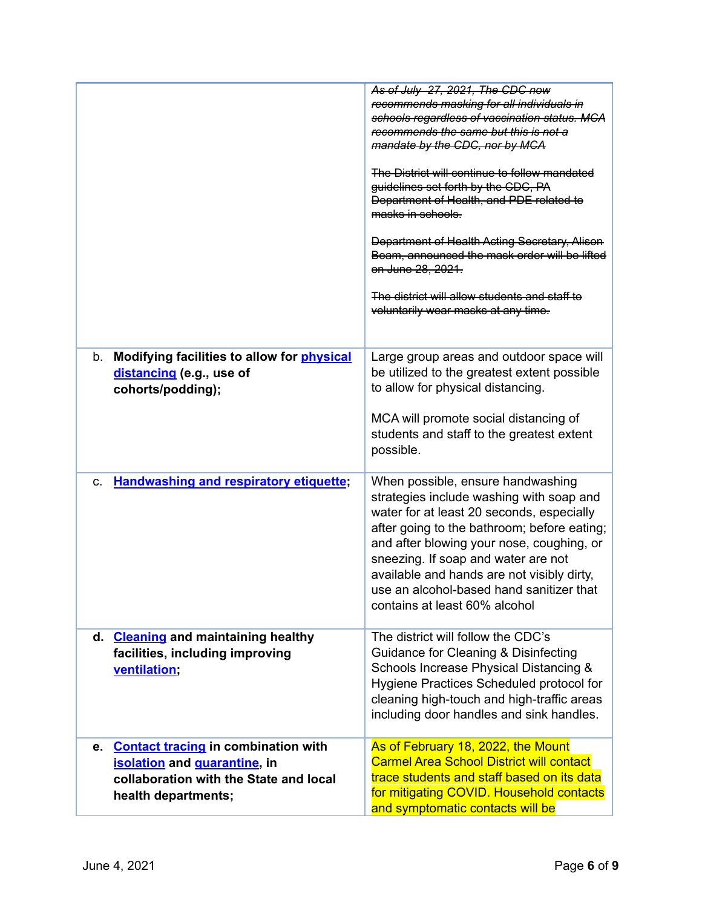| | |
|---|---|
| | ~~*As of July 27, 2021, The CDC now recommends masking for all individuals in schools regardless of vaccination status. MCA recommends the same but this is not a mandate by the CDC, nor by MCA*~~<br><br>~~The District will continue to follow mandated guidelines set forth by the CDC, PA Department of Health, and PDE related to masks in schools.~~<br><br>~~Department of Health Acting Secretary, Alison Beam, announced the mask order will be lifted on June 28, 2021.~~<br><br>~~The district will allow students and staff to voluntarily wear masks at any time.~~ |
| b. **Modifying facilities to allow for [physical distancing](#) (e.g., use of cohorts/podding);** | Large group areas and outdoor space will be utilized to the greatest extent possible to allow for physical distancing.<br><br>MCA will promote social distancing of students and staff to the greatest extent possible. |
| c. **[Handwashing and respiratory etiquette](#);** | When possible, ensure handwashing strategies include washing with soap and water for at least 20 seconds, especially after going to the bathroom; before eating; and after blowing your nose, coughing, or sneezing. If soap and water are not available and hands are not visibly dirty, use an alcohol-based hand sanitizer that contains at least 60% alcohol |
| **d. [Cleaning](#) and maintaining healthy facilities, including improving [ventilation](#);** | The district will follow the CDC's Guidance for Cleaning & Disinfecting Schools Increase Physical Distancing & Hygiene Practices Scheduled protocol for cleaning high-touch and high-traffic areas including door handles and sink handles. |
| **e. [Contact tracing](#) in combination with [isolation](#) and [quarantine](#), in collaboration with the State and local health departments;** | As of February 18, 2022, the Mount Carmel Area School District will contact trace students and staff based on its data for mitigating COVID. Household contacts and symptomatic contacts will be |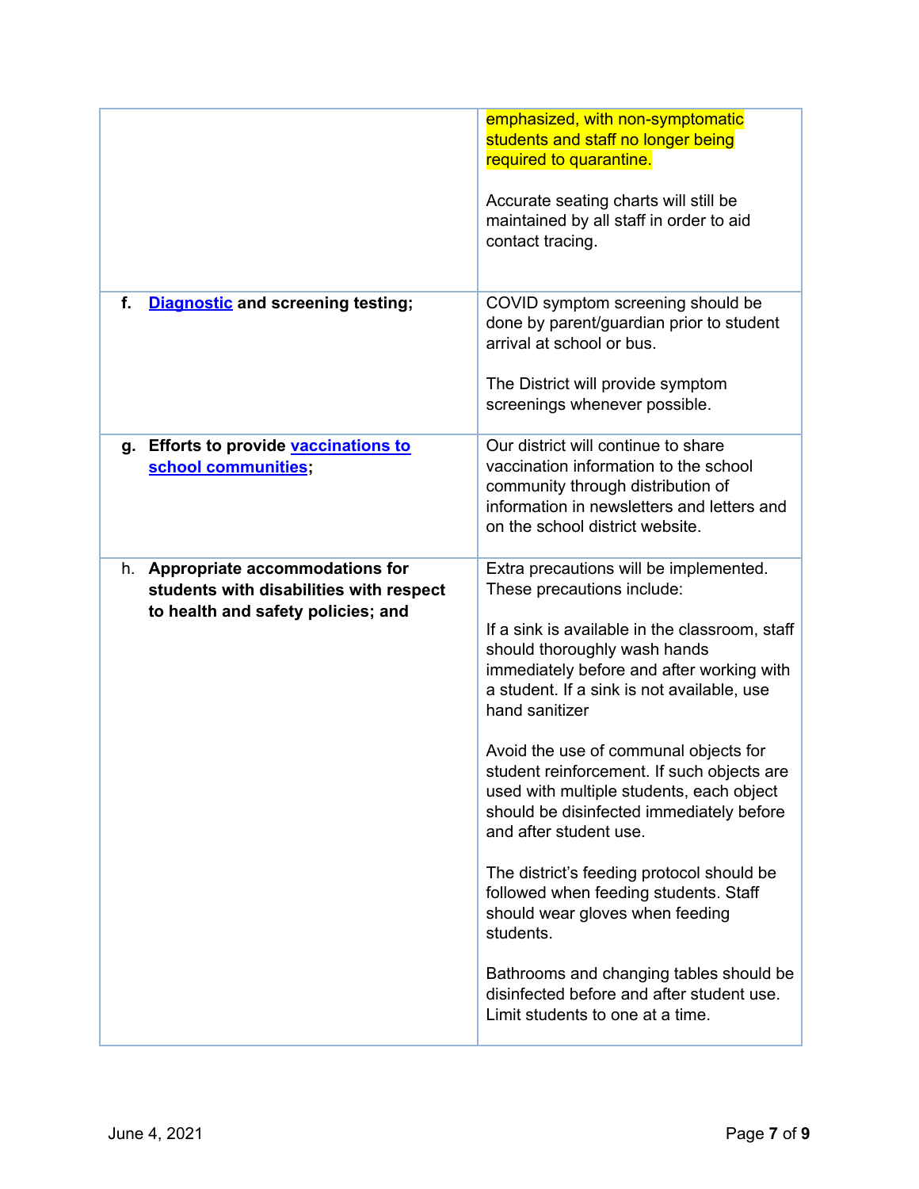| | |
|---|---|
| | emphasized, with non-symptomatic students and staff no longer being required to quarantine.<br><br>Accurate seating charts will still be maintained by all staff in order to aid contact tracing. |
| **f. Diagnostic and screening testing;** | COVID symptom screening should be done by parent/guardian prior to student arrival at school or bus.<br><br>The District will provide symptom screenings whenever possible. |
| **g. Efforts to provide vaccinations to school communities;** | Our district will continue to share vaccination information to the school community through distribution of information in newsletters and letters and on the school district website. |
| h. **Appropriate accommodations for students with disabilities with respect to health and safety policies; and** | Extra precautions will be implemented. These precautions include:<br><br>If a sink is available in the classroom, staff should thoroughly wash hands immediately before and after working with a student. If a sink is not available, use hand sanitizer<br><br>Avoid the use of communal objects for student reinforcement. If such objects are used with multiple students, each object should be disinfected immediately before and after student use.<br><br>The district's feeding protocol should be followed when feeding students. Staff should wear gloves when feeding students.<br><br>Bathrooms and changing tables should be disinfected before and after student use. Limit students to one at a time. |

June 4, 2021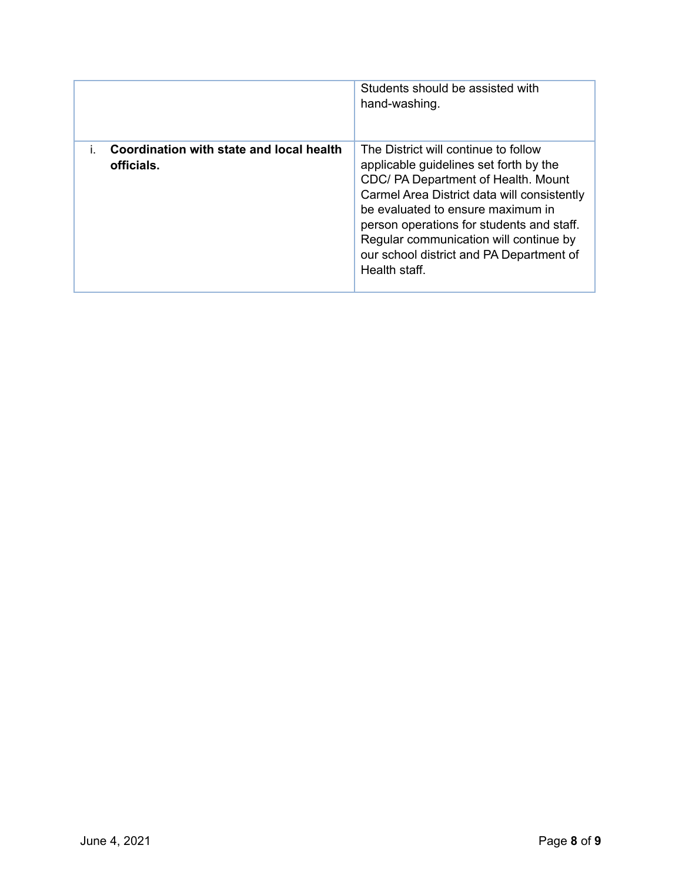| | |
|---|---|
| | Students should be assisted with hand-washing. |
| i. **Coordination with state and local health officials.** | The District will continue to follow applicable guidelines set forth by the CDC/ PA Department of Health. Mount Carmel Area District data will consistently be evaluated to ensure maximum in person operations for students and staff. Regular communication will continue by our school district and PA Department of Health staff. |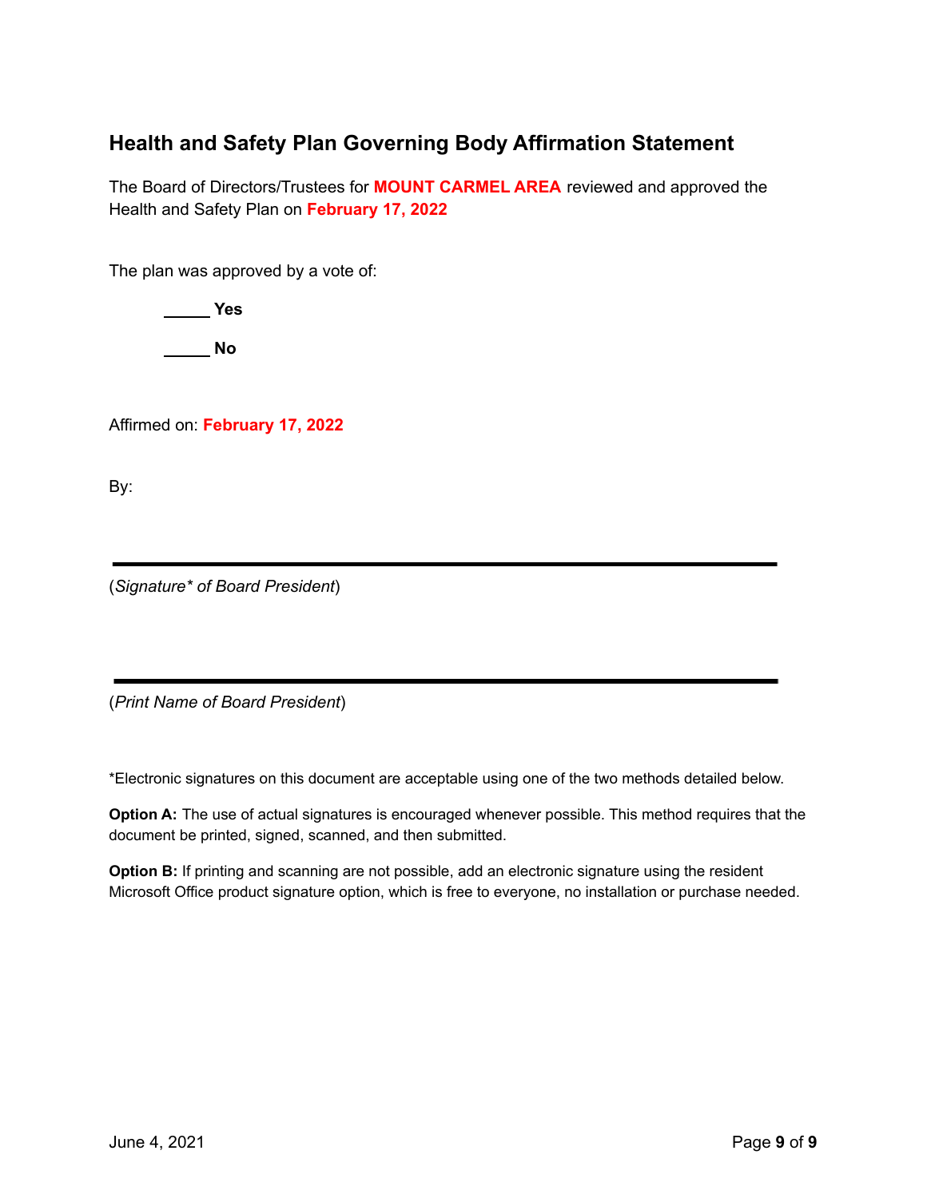## Health and Safety Plan Governing Body Affirmation Statement

The Board of Directors/Trustees for **MOUNT CARMEL AREA** reviewed and approved the Health and Safety Plan on **February 17, 2022**

The plan was approved by a vote of:

_____ **Yes**

_____ **No**

Affirmed on: **February 17, 2022**

By:

______________________________________________

(*Signature* of Board President*)

______________________________________________

(*Print Name of Board President*)

*Electronic signatures on this document are acceptable using one of the two methods detailed below.

**Option A:** The use of actual signatures is encouraged whenever possible. This method requires that the document be printed, signed, scanned, and then submitted.

**Option B:** If printing and scanning are not possible, add an electronic signature using the resident Microsoft Office product signature option, which is free to everyone, no installation or purchase needed.

June 4, 2021